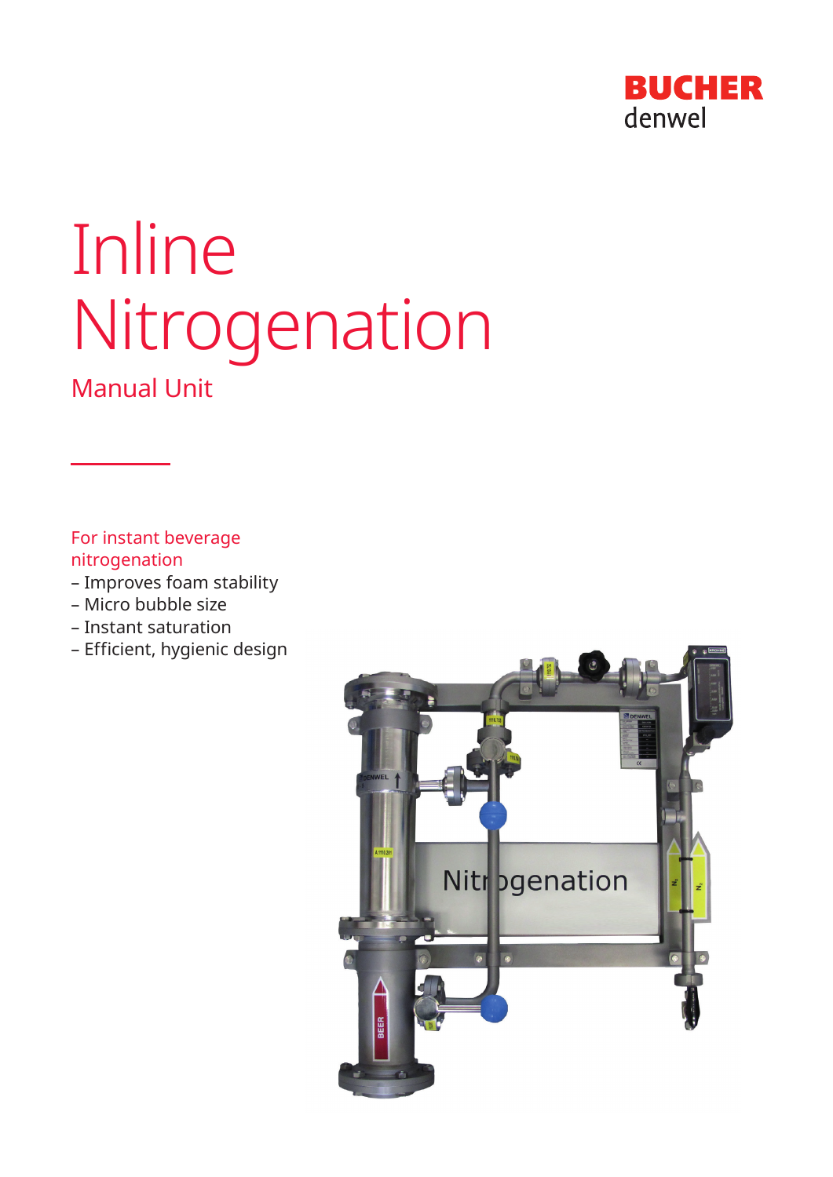BUCHER
denwel

# Inline Nitrogenation

## Manual Unit

For instant beverage nitrogenation

– Improves foam stability
– Micro bubble size
– Instant saturation
– Efficient, hygienic design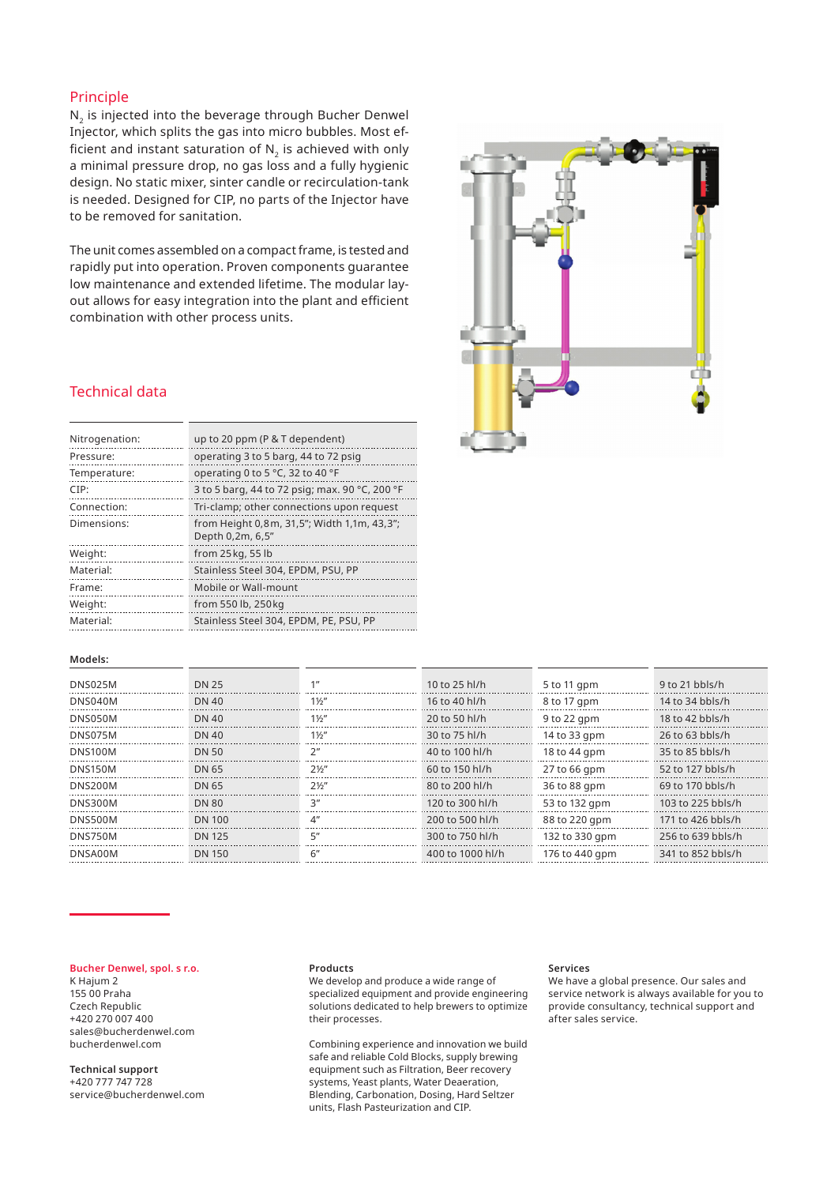## Principle

$N_2$ is injected into the beverage through Bucher Denwel Injector, which splits the gas into micro bubbles. Most efficient and instant saturation of $N_2$ is achieved with only a minimal pressure drop, no gas loss and a fully hygienic design. No static mixer, sinter candle or recirculation-tank is needed. Designed for CIP, no parts of the Injector have to be removed for sanitation.

The unit comes assembled on a compact frame, is tested and rapidly put into operation. Proven components guarantee low maintenance and extended lifetime. The modular layout allows for easy integration into the plant and efficient combination with other process units.

## Technical data

| | |
|---|---|
| Nitrogenation: | up to 20 ppm (P & T dependent) |
| Pressure: | operating 3 to 5 barg, 44 to 72 psig |
| Temperature: | operating 0 to 5 °C, 32 to 40 °F |
| CIP: | 3 to 5 barg, 44 to 72 psig; max. 90 °C, 200 °F |
| Connection: | Tri-clamp; other connections upon request |
| Dimensions: | from Height 0,8m, 31,5"; Width 1,1m, 43,3"; Depth 0,2m, 6,5" |
| Weight: | from 25kg, 55 lb |
| Material: | Stainless Steel 304, EPDM, PSU, PP |
| Frame: | Mobile or Wall-mount |
| Weight: | from 550 lb, 250kg |
| Material: | Stainless Steel 304, EPDM, PE, PSU, PP |

**Models:**

| | | | | | |
|---|---|---|---|---|---|
| DNS025M | DN 25 | 1" | 10 to 25 hl/h | 5 to 11 gpm | 9 to 21 bbls/h |
| DNS040M | DN 40 | 1½" | 16 to 40 hl/h | 8 to 17 gpm | 14 to 34 bbls/h |
| DNS050M | DN 40 | 1½" | 20 to 50 hl/h | 9 to 22 gpm | 18 to 42 bbls/h |
| DNS075M | DN 40 | 1½" | 30 to 75 hl/h | 14 to 33 gpm | 26 to 63 bbls/h |
| DNS100M | DN 50 | 2" | 40 to 100 hl/h | 18 to 44 gpm | 35 to 85 bbls/h |
| DNS150M | DN 65 | 2½" | 60 to 150 hl/h | 27 to 66 gpm | 52 to 127 bbls/h |
| DNS200M | DN 65 | 2½" | 80 to 200 hl/h | 36 to 88 gpm | 69 to 170 bbls/h |
| DNS300M | DN 80 | 3" | 120 to 300 hl/h | 53 to 132 gpm | 103 to 225 bbls/h |
| DNS500M | DN 100 | 4" | 200 to 500 hl/h | 88 to 220 gpm | 171 to 426 bbls/h |
| DNS750M | DN 125 | 5" | 300 to 750 hl/h | 132 to 330 gpm | 256 to 639 bbls/h |
| DNSA00M | DN 150 | 6" | 400 to 1000 hl/h | 176 to 440 gpm | 341 to 852 bbls/h |

**Bucher Denwel, spol. s r.o.**
K Hajum 2
155 00 Praha
Czech Republic
+420 270 007 400
sales@bucherdenwel.com
bucherdenwel.com

**Technical support**
+420 777 747 728
service@bucherdenwel.com

**Products**
We develop and produce a wide range of specialized equipment and provide engineering solutions dedicated to help brewers to optimize their processes.

Combining experience and innovation we build safe and reliable Cold Blocks, supply brewing equipment such as Filtration, Beer recovery systems, Yeast plants, Water Deaeration, Blending, Carbonation, Dosing, Hard Seltzer units, Flash Pasteurization and CIP.

**Services**
We have a global presence. Our sales and service network is always available for you to provide consultancy, technical support and after sales service.